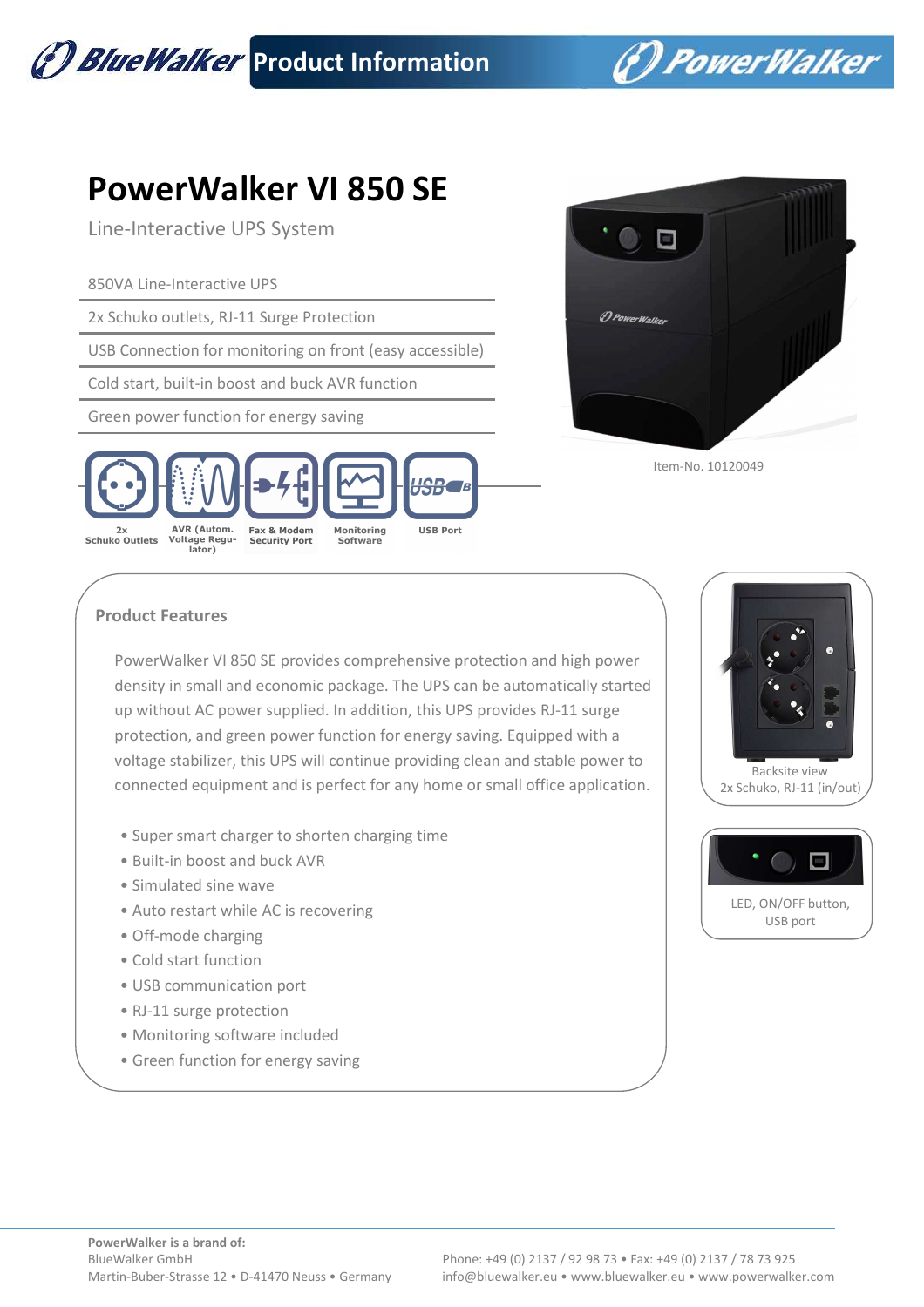# PowerWalker VI 850 SE

Line-Interactive UPS System

- 850VA Line-Interactive UPS
- 2x Schuko outlets, RJ-11 Surge Protection
- USB Connection for monitoring on front (easy accessible)
- Cold start, built-in boost and buck AVR function
- Green power function for energy saving

2x Schuko Outlets | AVR (Autom. Voltage Regulator) | Fax & Modem Security Port | Monitoring Software | USB Port

Item-No. 10120049

## Product Features

PowerWalker VI 850 SE provides comprehensive protection and high power density in small and economic package. The UPS can be automatically started up without AC power supplied. In addition, this UPS provides RJ-11 surge protection, and green power function for energy saving. Equipped with a voltage stabilizer, this UPS will continue providing clean and stable power to connected equipment and is perfect for any home or small office application.

- Super smart charger to shorten charging time
- Built-in boost and buck AVR
- Simulated sine wave
- Auto restart while AC is recovering
- Off-mode charging
- Cold start function
- USB communication port
- RJ-11 surge protection
- Monitoring software included
- Green function for energy saving

Backsite view
2x Schuko, RJ-11 (in/out)

LED, ON/OFF button, USB port

**PowerWalker is a brand of:**
BlueWalker GmbH
Martin-Buber-Strasse 12 • D-41470 Neuss • Germany

Phone: +49 (0) 2137 / 92 98 73 • Fax: +49 (0) 2137 / 78 73 925
info@bluewalker.eu • www.bluewalker.eu • www.powerwalker.com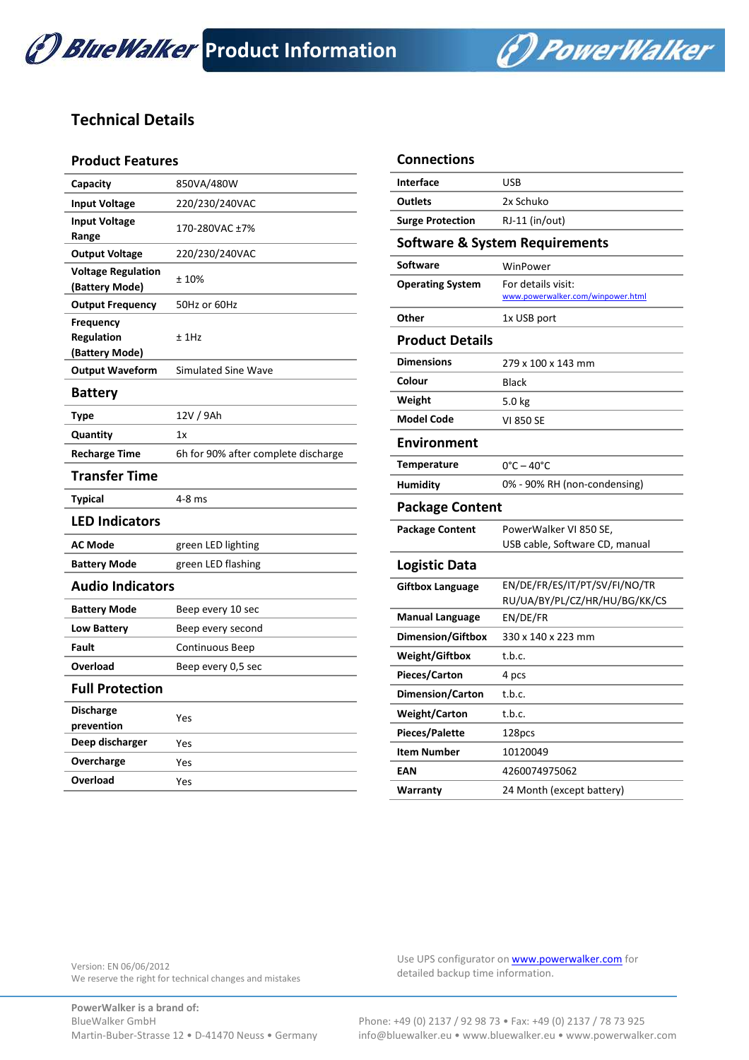# Technical Details

## Product Features

| | |
|---|---|
| **Capacity** | 850VA/480W |
| **Input Voltage** | 220/230/240VAC |
| **Input Voltage Range** | 170-280VAC ±7% |
| **Output Voltage** | 220/230/240VAC |
| **Voltage Regulation (Battery Mode)** | ± 10% |
| **Output Frequency** | 50Hz or 60Hz |
| **Frequency Regulation (Battery Mode)** | ± 1Hz |
| **Output Waveform** | Simulated Sine Wave |

## Battery

| | |
|---|---|
| **Type** | 12V / 9Ah |
| **Quantity** | 1x |
| **Recharge Time** | 6h for 90% after complete discharge |

## Transfer Time

| | |
|---|---|
| **Typical** | 4-8 ms |

## LED Indicators

| | |
|---|---|
| **AC Mode** | green LED lighting |
| **Battery Mode** | green LED flashing |

## Audio Indicators

| | |
|---|---|
| **Battery Mode** | Beep every 10 sec |
| **Low Battery** | Beep every second |
| **Fault** | Continuous Beep |
| **Overload** | Beep every 0,5 sec |

## Full Protection

| | |
|---|---|
| **Discharge prevention** | Yes |
| **Deep discharger** | Yes |
| **Overcharge** | Yes |
| **Overload** | Yes |

## Connections

| | |
|---|---|
| **Interface** | USB |
| **Outlets** | 2x Schuko |
| **Surge Protection** | RJ-11 (in/out) |

## Software & System Requirements

| | |
|---|---|
| **Software** | WinPower |
| **Operating System** | For details visit: www.powerwalker.com/winpower.html |
| **Other** | 1x USB port |

## Product Details

| | |
|---|---|
| **Dimensions** | 279 x 100 x 143 mm |
| **Colour** | Black |
| **Weight** | 5.0 kg |
| **Model Code** | VI 850 SE |

## Environment

| | |
|---|---|
| **Temperature** | 0°C – 40°C |
| **Humidity** | 0% - 90% RH (non-condensing) |

## Package Content

| | |
|---|---|
| **Package Content** | PowerWalker VI 850 SE, USB cable, Software CD, manual |

## Logistic Data

| | |
|---|---|
| **Giftbox Language** | EN/DE/FR/ES/IT/PT/SV/FI/NO/TR RU/UA/BY/PL/CZ/HR/HU/BG/KK/CS |
| **Manual Language** | EN/DE/FR |
| **Dimension/Giftbox** | 330 x 140 x 223 mm |
| **Weight/Giftbox** | t.b.c. |
| **Pieces/Carton** | 4 pcs |
| **Dimension/Carton** | t.b.c. |
| **Weight/Carton** | t.b.c. |
| **Pieces/Palette** | 128pcs |
| **Item Number** | 10120049 |
| **EAN** | 4260074975062 |
| **Warranty** | 24 Month (except battery) |

Version: EN 06/06/2012
We reserve the right for technical changes and mistakes

Use UPS configurator on www.powerwalker.com for detailed backup time information.

**PowerWalker is a brand of:**
BlueWalker GmbH
Martin-Buber-Strasse 12 • D-41470 Neuss • Germany

Phone: +49 (0) 2137 / 92 98 73 • Fax: +49 (0) 2137 / 78 73 925
info@bluewalker.eu • www.bluewalker.eu • www.powerwalker.com